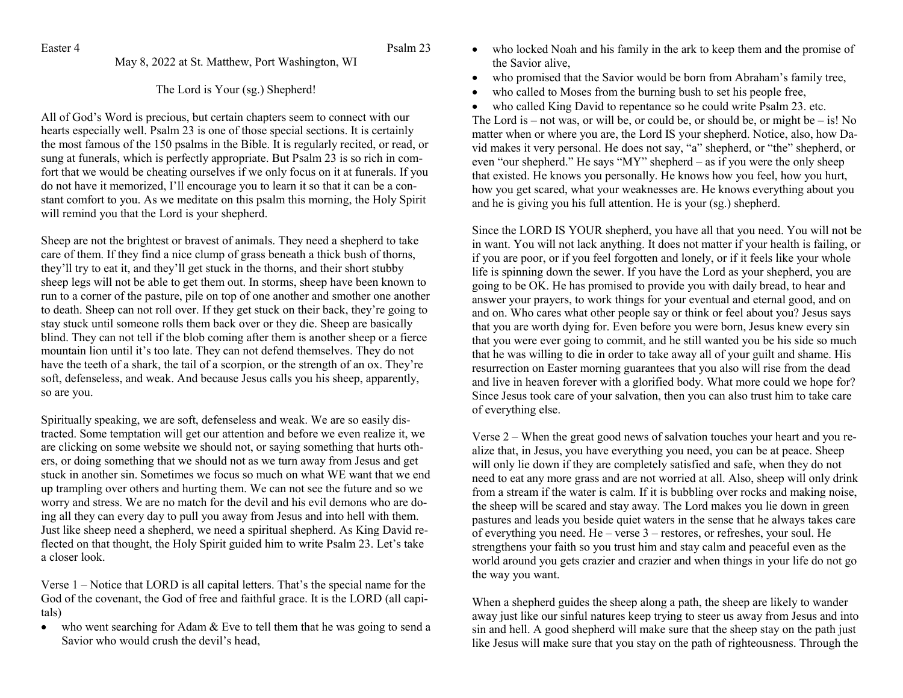Easter 4 Psalm 23

May 8, 2022 at St. Matthew, Port Washington, WI

# The Lord is Your (sg.) Shepherd!

All of God's Word is precious, but certain chapters seem to connect with our hearts especially well. Psalm 23 is one of those special sections. It is certainly the most famous of the 150 psalms in the Bible. It is regularly recited, or read, or sung at funerals, which is perfectly appropriate. But Psalm 23 is so rich in comfort that we would be cheating ourselves if we only focus on it at funerals. If you do not have it memorized, I'll encourage you to learn it so that it can be a constant comfort to you. As we meditate on this psalm this morning, the Holy Spirit will remind you that the Lord is your shepherd.

Sheep are not the brightest or bravest of animals. They need a shepherd to take care of them. If they find a nice clump of grass beneath a thick bush of thorns, they'll try to eat it, and they'll get stuck in the thorns, and their short stubby sheep legs will not be able to get them out. In storms, sheep have been known to run to a corner of the pasture, pile on top of one another and smother one another to death. Sheep can not roll over. If they get stuck on their back, they're going to stay stuck until someone rolls them back over or they die. Sheep are basically blind. They can not tell if the blob coming after them is another sheep or a fierce mountain lion until it's too late. They can not defend themselves. They do not have the teeth of a shark, the tail of a scorpion, or the strength of an ox. They're soft, defenseless, and weak. And because Jesus calls you his sheep, apparently, so are you.

Spiritually speaking, we are soft, defenseless and weak. We are so easily distracted. Some temptation will get our attention and before we even realize it, we are clicking on some website we should not, or saying something that hurts others, or doing something that we should not as we turn away from Jesus and get stuck in another sin. Sometimes we focus so much on what WE want that we end up trampling over others and hurting them. We can not see the future and so we worry and stress. We are no match for the devil and his evil demons who are doing all they can every day to pull you away from Jesus and into hell with them. Just like sheep need a shepherd, we need a spiritual shepherd. As King David reflected on that thought, the Holy Spirit guided him to write Psalm 23. Let's take a closer look.

Verse 1 – Notice that LORD is all capital letters. That's the special name for the God of the covenant, the God of free and faithful grace. It is the LORD (all capitals)

- who went searching for Adam & Eve to tell them that he was going to send a Savior who would crush the devil's head,
- who locked Noah and his family in the ark to keep them and the promise of the Savior alive,
- who promised that the Savior would be born from Abraham's family tree,
- who called to Moses from the burning bush to set his people free,
- who called King David to repentance so he could write Psalm 23. etc.

The Lord is – not was, or will be, or could be, or should be, or might be – is! No matter when or where you are, the Lord IS your shepherd. Notice, also, how David makes it very personal. He does not say, "a" shepherd, or "the" shepherd, or even "our shepherd." He says "MY" shepherd – as if you were the only sheep that existed. He knows you personally. He knows how you feel, how you hurt, how you get scared, what your weaknesses are. He knows everything about you and he is giving you his full attention. He is your (sg.) shepherd.

Since the LORD IS YOUR shepherd, you have all that you need. You will not be in want. You will not lack anything. It does not matter if your health is failing, or if you are poor, or if you feel forgotten and lonely, or if it feels like your whole life is spinning down the sewer. If you have the Lord as your shepherd, you are going to be OK. He has promised to provide you with daily bread, to hear and answer your prayers, to work things for your eventual and eternal good, and on and on. Who cares what other people say or think or feel about you? Jesus says that you are worth dying for. Even before you were born, Jesus knew every sin that you were ever going to commit, and he still wanted you be his side so much that he was willing to die in order to take away all of your guilt and shame. His resurrection on Easter morning guarantees that you also will rise from the dead and live in heaven forever with a glorified body. What more could we hope for? Since Jesus took care of your salvation, then you can also trust him to take care of everything else.

Verse 2 – When the great good news of salvation touches your heart and you realize that, in Jesus, you have everything you need, you can be at peace. Sheep will only lie down if they are completely satisfied and safe, when they do not need to eat any more grass and are not worried at all. Also, sheep will only drink from a stream if the water is calm. If it is bubbling over rocks and making noise, the sheep will be scared and stay away. The Lord makes you lie down in green pastures and leads you beside quiet waters in the sense that he always takes care of everything you need. He – verse 3 – restores, or refreshes, your soul. He strengthens your faith so you trust him and stay calm and peaceful even as the world around you gets crazier and crazier and when things in your life do not go the way you want.

When a shepherd guides the sheep along a path, the sheep are likely to wander away just like our sinful natures keep trying to steer us away from Jesus and into sin and hell. A good shepherd will make sure that the sheep stay on the path just like Jesus will make sure that you stay on the path of righteousness. Through the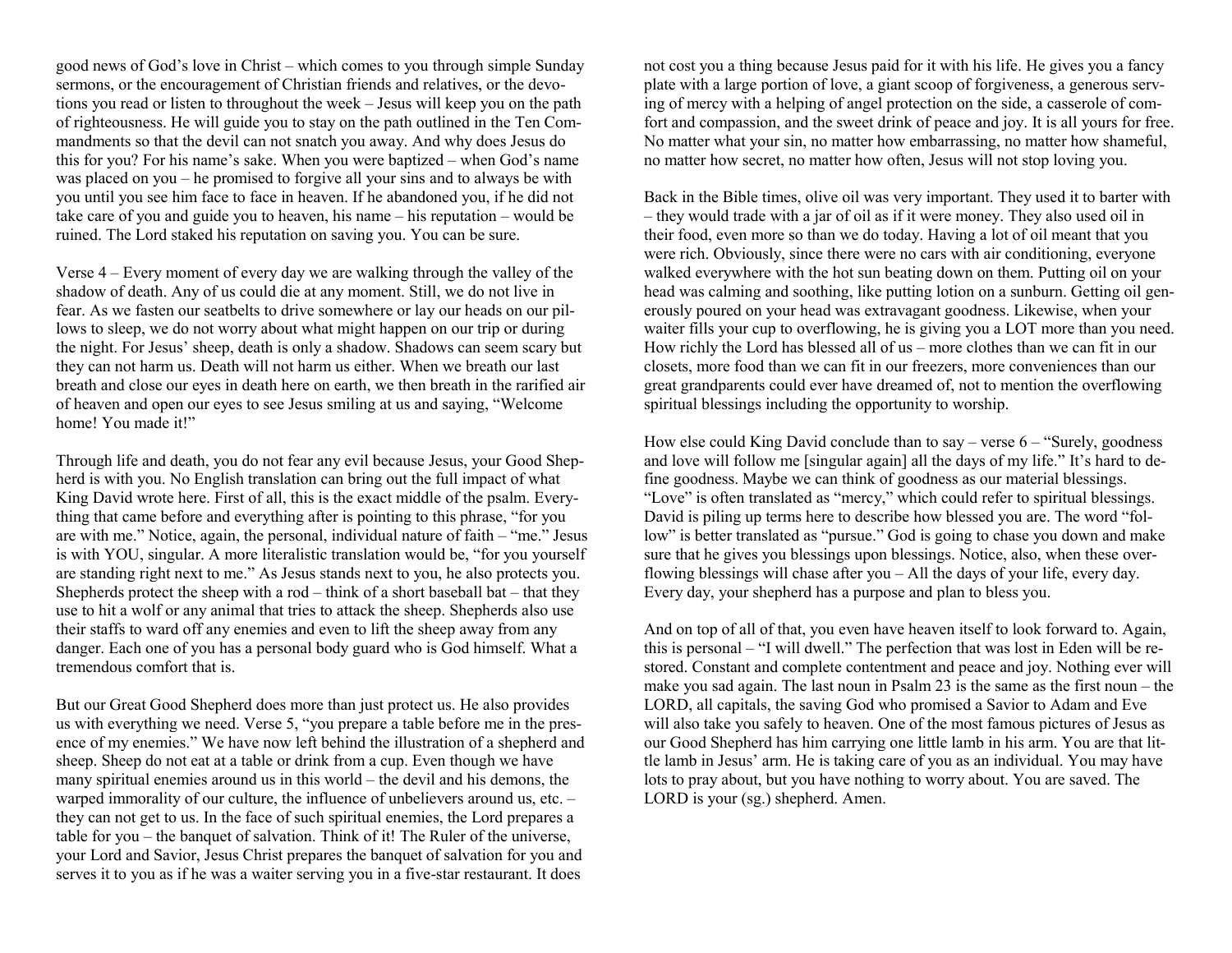good news of God's love in Christ – which comes to you through simple Sunday sermons, or the encouragement of Christian friends and relatives, or the devotions you read or listen to throughout the week – Jesus will keep you on the path of righteousness. He will guide you to stay on the path outlined in the Ten Commandments so that the devil can not snatch you away. And why does Jesus do this for you? For his name's sake. When you were baptized – when God's name was placed on you – he promised to forgive all your sins and to always be with you until you see him face to face in heaven. If he abandoned you, if he did not take care of you and guide you to heaven, his name – his reputation – would be ruined. The Lord staked his reputation on saving you. You can be sure.

Verse 4 – Every moment of every day we are walking through the valley of the shadow of death. Any of us could die at any moment. Still, we do not live in fear. As we fasten our seatbelts to drive somewhere or lay our heads on our pillows to sleep, we do not worry about what might happen on our trip or during the night. For Jesus' sheep, death is only a shadow. Shadows can seem scary but they can not harm us. Death will not harm us either. When we breath our last breath and close our eyes in death here on earth, we then breath in the rarified air of heaven and open our eyes to see Jesus smiling at us and saying, "Welcome home! You made it!"

Through life and death, you do not fear any evil because Jesus, your Good Shepherd is with you. No English translation can bring out the full impact of what King David wrote here. First of all, this is the exact middle of the psalm. Everything that came before and everything after is pointing to this phrase, "for you are with me." Notice, again, the personal, individual nature of faith – "me." Jesus is with YOU, singular. A more literalistic translation would be, "for you yourself are standing right next to me." As Jesus stands next to you, he also protects you. Shepherds protect the sheep with a rod – think of a short baseball bat – that they use to hit a wolf or any animal that tries to attack the sheep. Shepherds also use their staffs to ward off any enemies and even to lift the sheep away from any danger. Each one of you has a personal body guard who is God himself. What a tremendous comfort that is.

But our Great Good Shepherd does more than just protect us. He also provides us with everything we need. Verse 5, "you prepare a table before me in the presence of my enemies." We have now left behind the illustration of a shepherd and sheep. Sheep do not eat at a table or drink from a cup. Even though we have many spiritual enemies around us in this world – the devil and his demons, the warped immorality of our culture, the influence of unbelievers around us, etc. – they can not get to us. In the face of such spiritual enemies, the Lord prepares a table for you – the banquet of salvation. Think of it! The Ruler of the universe, your Lord and Savior, Jesus Christ prepares the banquet of salvation for you and serves it to you as if he was a waiter serving you in a five-star restaurant. It does not cost you a thing because Jesus paid for it with his life. He gives you a fancy plate with a large portion of love, a giant scoop of forgiveness, a generous serving of mercy with a helping of angel protection on the side, a casserole of comfort and compassion, and the sweet drink of peace and joy. It is all yours for free. No matter what your sin, no matter how embarrassing, no matter how shameful, no matter how secret, no matter how often, Jesus will not stop loving you.

Back in the Bible times, olive oil was very important. They used it to barter with – they would trade with a jar of oil as if it were money. They also used oil in their food, even more so than we do today. Having a lot of oil meant that you were rich. Obviously, since there were no cars with air conditioning, everyone walked everywhere with the hot sun beating down on them. Putting oil on your head was calming and soothing, like putting lotion on a sunburn. Getting oil generously poured on your head was extravagant goodness. Likewise, when your waiter fills your cup to overflowing, he is giving you a LOT more than you need. How richly the Lord has blessed all of us – more clothes than we can fit in our closets, more food than we can fit in our freezers, more conveniences than our great grandparents could ever have dreamed of, not to mention the overflowing spiritual blessings including the opportunity to worship.

How else could King David conclude than to say – verse 6 – "Surely, goodness and love will follow me [singular again] all the days of my life." It's hard to define goodness. Maybe we can think of goodness as our material blessings. "Love" is often translated as "mercy," which could refer to spiritual blessings. David is piling up terms here to describe how blessed you are. The word "follow" is better translated as "pursue." God is going to chase you down and make sure that he gives you blessings upon blessings. Notice, also, when these overflowing blessings will chase after you – All the days of your life, every day. Every day, your shepherd has a purpose and plan to bless you.

And on top of all of that, you even have heaven itself to look forward to. Again, this is personal – "I will dwell." The perfection that was lost in Eden will be restored. Constant and complete contentment and peace and joy. Nothing ever will make you sad again. The last noun in Psalm 23 is the same as the first noun – the LORD, all capitals, the saving God who promised a Savior to Adam and Eve will also take you safely to heaven. One of the most famous pictures of Jesus as our Good Shepherd has him carrying one little lamb in his arm. You are that little lamb in Jesus' arm. He is taking care of you as an individual. You may have lots to pray about, but you have nothing to worry about. You are saved. The LORD is your (sg.) shepherd. Amen.